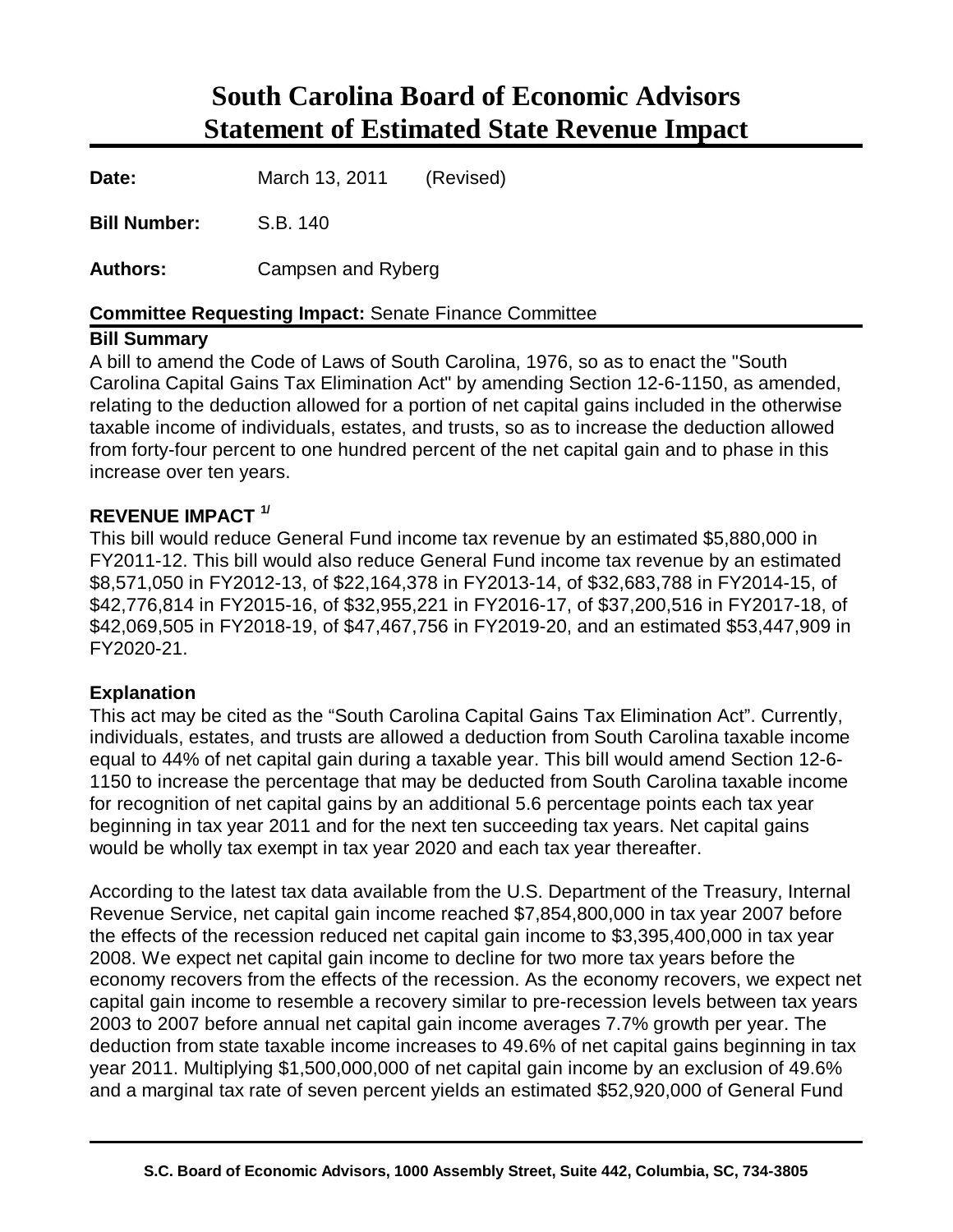# South Carolina Board of Economic Advisors
# Statement of Estimated State Revenue Impact

**Date:** March 13, 2011 (Revised)

**Bill Number:** S.B. 140

**Authors:** Campsen and Ryberg

**Committee Requesting Impact:** Senate Finance Committee

**Bill Summary**

A bill to amend the Code of Laws of South Carolina, 1976, so as to enact the "South Carolina Capital Gains Tax Elimination Act" by amending Section 12-6-1150, as amended, relating to the deduction allowed for a portion of net capital gains included in the otherwise taxable income of individuals, estates, and trusts, so as to increase the deduction allowed from forty-four percent to one hundred percent of the net capital gain and to phase in this increase over ten years.

**REVENUE IMPACT** [1/]

This bill would reduce General Fund income tax revenue by an estimated $5,880,000 in FY2011-12. This bill would also reduce General Fund income tax revenue by an estimated $8,571,050 in FY2012-13, of $22,164,378 in FY2013-14, of $32,683,788 in FY2014-15, of $42,776,814 in FY2015-16, of $32,955,221 in FY2016-17, of $37,200,516 in FY2017-18, of $42,069,505 in FY2018-19, of $47,467,756 in FY2019-20, and an estimated $53,447,909 in FY2020-21.

**Explanation**

This act may be cited as the "South Carolina Capital Gains Tax Elimination Act". Currently, individuals, estates, and trusts are allowed a deduction from South Carolina taxable income equal to 44% of net capital gain during a taxable year. This bill would amend Section 12-6-1150 to increase the percentage that may be deducted from South Carolina taxable income for recognition of net capital gains by an additional 5.6 percentage points each tax year beginning in tax year 2011 and for the next ten succeeding tax years. Net capital gains would be wholly tax exempt in tax year 2020 and each tax year thereafter.

According to the latest tax data available from the U.S. Department of the Treasury, Internal Revenue Service, net capital gain income reached $7,854,800,000 in tax year 2007 before the effects of the recession reduced net capital gain income to $3,395,400,000 in tax year 2008. We expect net capital gain income to decline for two more tax years before the economy recovers from the effects of the recession. As the economy recovers, we expect net capital gain income to resemble a recovery similar to pre-recession levels between tax years 2003 to 2007 before annual net capital gain income averages 7.7% growth per year. The deduction from state taxable income increases to 49.6% of net capital gains beginning in tax year 2011. Multiplying $1,500,000,000 of net capital gain income by an exclusion of 49.6% and a marginal tax rate of seven percent yields an estimated $52,920,000 of General Fund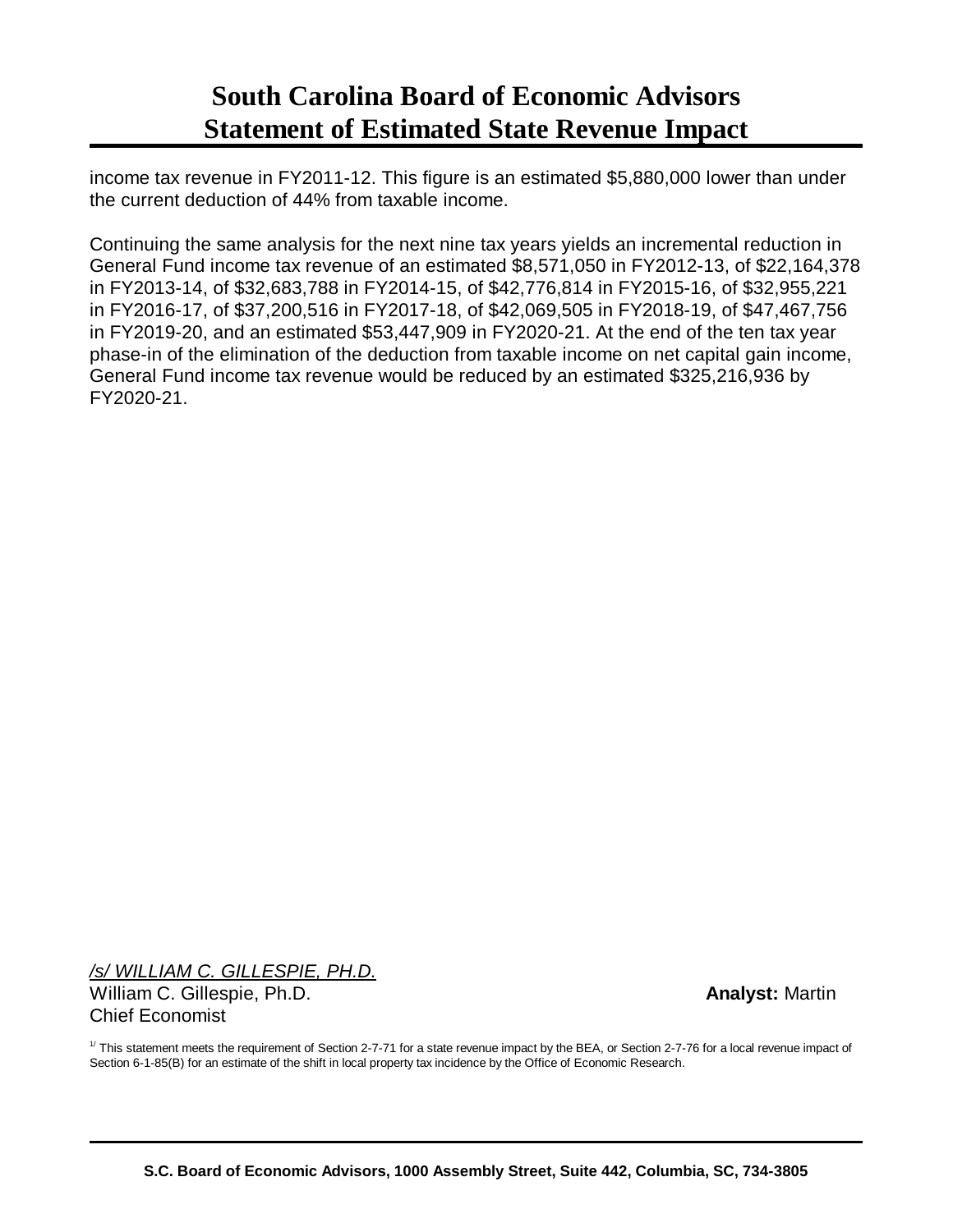income tax revenue in FY2011-12. This figure is an estimated $5,880,000 lower than under the current deduction of 44% from taxable income.

Continuing the same analysis for the next nine tax years yields an incremental reduction in General Fund income tax revenue of an estimated $8,571,050 in FY2012-13, of $22,164,378 in FY2013-14, of $32,683,788 in FY2014-15, of $42,776,814 in FY2015-16, of $32,955,221 in FY2016-17, of $37,200,516 in FY2017-18, of $42,069,505 in FY2018-19, of $47,467,756 in FY2019-20, and an estimated $53,447,909 in FY2020-21. At the end of the ten tax year phase-in of the elimination of the deduction from taxable income on net capital gain income, General Fund income tax revenue would be reduced by an estimated $325,216,936 by FY2020-21.

*/s/ WILLIAM C. GILLESPIE, PH.D.*
William C. Gillespie, Ph.D.
Chief Economist

**Analyst:** Martin

[1] This statement meets the requirement of Section 2-7-71 for a state revenue impact by the BEA, or Section 2-7-76 for a local revenue impact of Section 6-1-85(B) for an estimate of the shift in local property tax incidence by the Office of Economic Research.